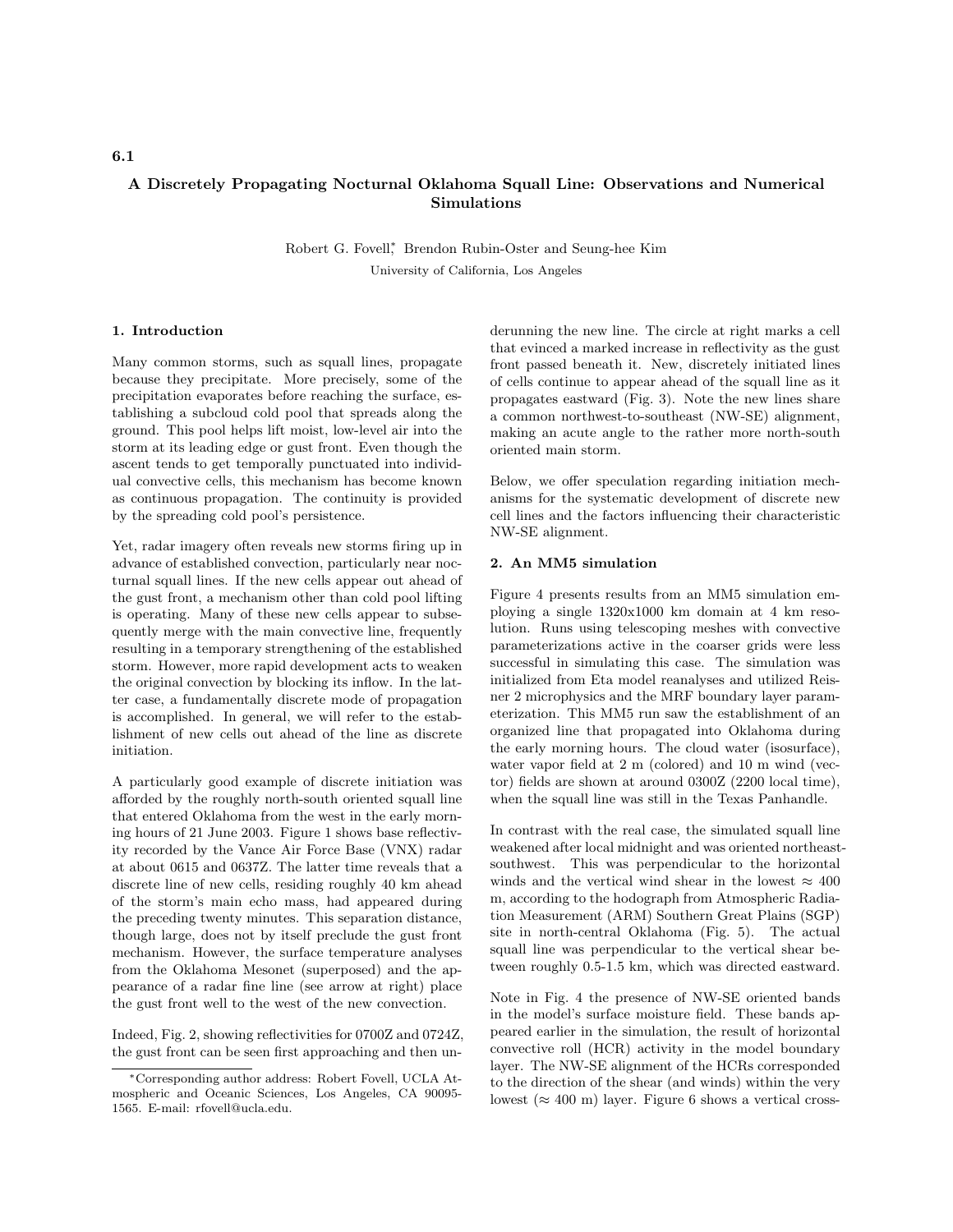6.1

# A Discretely Propagating Nocturnal Oklahoma Squall Line: Observations and Numerical Simulations

Robert G. Fovell,* Brendon Rubin-Oster and Seung-hee Kim

University of California, Los Angeles

## 1. Introduction

Many common storms, such as squall lines, propagate because they precipitate. More precisely, some of the precipitation evaporates before reaching the surface, establishing a subcloud cold pool that spreads along the ground. This pool helps lift moist, low-level air into the storm at its leading edge or gust front. Even though the ascent tends to get temporally punctuated into individual convective cells, this mechanism has become known as continuous propagation. The continuity is provided by the spreading cold pool's persistence.

Yet, radar imagery often reveals new storms firing up in advance of established convection, particularly near nocturnal squall lines. If the new cells appear out ahead of the gust front, a mechanism other than cold pool lifting is operating. Many of these new cells appear to subsequently merge with the main convective line, frequently resulting in a temporary strengthening of the established storm. However, more rapid development acts to weaken the original convection by blocking its inflow. In the latter case, a fundamentally discrete mode of propagation is accomplished. In general, we will refer to the establishment of new cells out ahead of the line as discrete initiation.

A particularly good example of discrete initiation was afforded by the roughly north-south oriented squall line that entered Oklahoma from the west in the early morning hours of 21 June 2003. Figure 1 shows base reflectivity recorded by the Vance Air Force Base (VNX) radar at about 0615 and 0637Z. The latter time reveals that a discrete line of new cells, residing roughly 40 km ahead of the storm's main echo mass, had appeared during the preceding twenty minutes. This separation distance, though large, does not by itself preclude the gust front mechanism. However, the surface temperature analyses from the Oklahoma Mesonet (superposed) and the appearance of a radar fine line (see arrow at right) place the gust front well to the west of the new convection.

Indeed, Fig. 2, showing reflectivities for 0700Z and 0724Z, the gust front can be seen first approaching and then underrunning the new line. The circle at right marks a cell that evinced a marked increase in reflectivity as the gust front passed beneath it. New, discretely initiated lines of cells continue to appear ahead of the squall line as it propagates eastward (Fig. 3). Note the new lines share a common northwest-to-southeast (NW-SE) alignment, making an acute angle to the rather more north-south oriented main storm.

Below, we offer speculation regarding initiation mechanisms for the systematic development of discrete new cell lines and the factors influencing their characteristic NW-SE alignment.

## 2. An MM5 simulation

Figure 4 presents results from an MM5 simulation employing a single 1320x1000 km domain at 4 km resolution. Runs using telescoping meshes with convective parameterizations active in the coarser grids were less successful in simulating this case. The simulation was initialized from Eta model reanalyses and utilized Reisner 2 microphysics and the MRF boundary layer parameterization. This MM5 run saw the establishment of an organized line that propagated into Oklahoma during the early morning hours. The cloud water (isosurface), water vapor field at 2 m (colored) and 10 m wind (vector) fields are shown at around 0300Z (2200 local time), when the squall line was still in the Texas Panhandle.

In contrast with the real case, the simulated squall line weakened after local midnight and was oriented northeast-southwest. This was perpendicular to the horizontal winds and the vertical wind shear in the lowest $\approx 400$ m, according to the hodograph from Atmospheric Radiation Measurement (ARM) Southern Great Plains (SGP) site in north-central Oklahoma (Fig. 5). The actual squall line was perpendicular to the vertical shear between roughly 0.5-1.5 km, which was directed eastward.

Note in Fig. 4 the presence of NW-SE oriented bands in the model's surface moisture field. These bands appeared earlier in the simulation, the result of horizontal convective roll (HCR) activity in the model boundary layer. The NW-SE alignment of the HCRs corresponded to the direction of the shear (and winds) within the very lowest ($\approx 400$ m) layer. Figure 6 shows a vertical cross-

*Corresponding author address: Robert Fovell, UCLA Atmospheric and Oceanic Sciences, Los Angeles, CA 90095-1565. E-mail: rfovell@ucla.edu.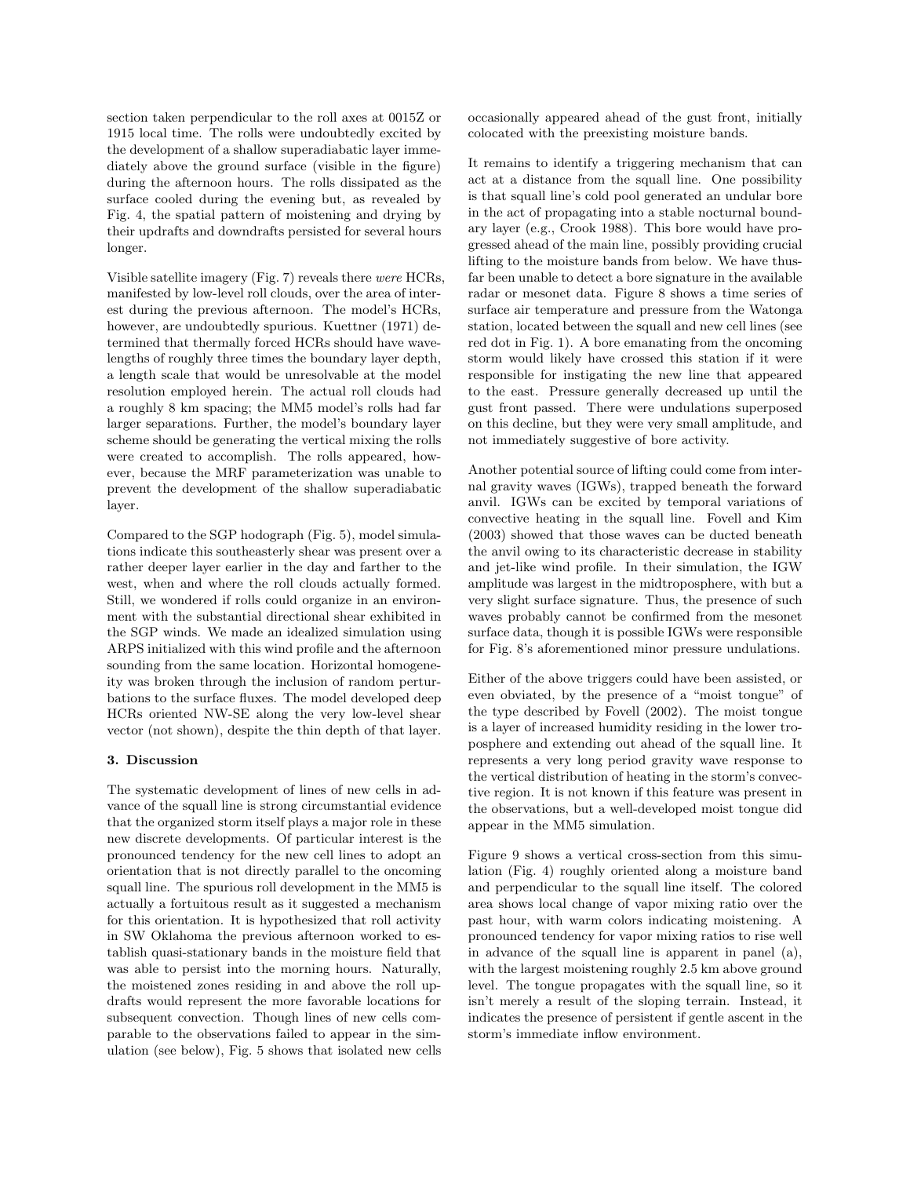section taken perpendicular to the roll axes at 0015Z or 1915 local time. The rolls were undoubtedly excited by the development of a shallow superadiabatic layer immediately above the ground surface (visible in the figure) during the afternoon hours. The rolls dissipated as the surface cooled during the evening but, as revealed by Fig. 4, the spatial pattern of moistening and drying by their updrafts and downdrafts persisted for several hours longer.

Visible satellite imagery (Fig. 7) reveals there *were* HCRs, manifested by low-level roll clouds, over the area of interest during the previous afternoon. The model's HCRs, however, are undoubtedly spurious. Kuettner (1971) determined that thermally forced HCRs should have wavelengths of roughly three times the boundary layer depth, a length scale that would be unresolvable at the model resolution employed herein. The actual roll clouds had a roughly 8 km spacing; the MM5 model's rolls had far larger separations. Further, the model's boundary layer scheme should be generating the vertical mixing the rolls were created to accomplish. The rolls appeared, however, because the MRF parameterization was unable to prevent the development of the shallow superadiabatic layer.

Compared to the SGP hodograph (Fig. 5), model simulations indicate this southeasterly shear was present over a rather deeper layer earlier in the day and farther to the west, when and where the roll clouds actually formed. Still, we wondered if rolls could organize in an environment with the substantial directional shear exhibited in the SGP winds. We made an idealized simulation using ARPS initialized with this wind profile and the afternoon sounding from the same location. Horizontal homogeneity was broken through the inclusion of random perturbations to the surface fluxes. The model developed deep HCRs oriented NW-SE along the very low-level shear vector (not shown), despite the thin depth of that layer.

### 3. Discussion

The systematic development of lines of new cells in advance of the squall line is strong circumstantial evidence that the organized storm itself plays a major role in these new discrete developments. Of particular interest is the pronounced tendency for the new cell lines to adopt an orientation that is not directly parallel to the oncoming squall line. The spurious roll development in the MM5 is actually a fortuitous result as it suggested a mechanism for this orientation. It is hypothesized that roll activity in SW Oklahoma the previous afternoon worked to establish quasi-stationary bands in the moisture field that was able to persist into the morning hours. Naturally, the moistened zones residing in and above the roll updrafts would represent the more favorable locations for subsequent convection. Though lines of new cells comparable to the observations failed to appear in the simulation (see below), Fig. 5 shows that isolated new cells occasionally appeared ahead of the gust front, initially colocated with the preexisting moisture bands.

It remains to identify a triggering mechanism that can act at a distance from the squall line. One possibility is that squall line's cold pool generated an undular bore in the act of propagating into a stable nocturnal boundary layer (e.g., Crook 1988). This bore would have progressed ahead of the main line, possibly providing crucial lifting to the moisture bands from below. We have thusfar been unable to detect a bore signature in the available radar or mesonet data. Figure 8 shows a time series of surface air temperature and pressure from the Watonga station, located between the squall and new cell lines (see red dot in Fig. 1). A bore emanating from the oncoming storm would likely have crossed this station if it were responsible for instigating the new line that appeared to the east. Pressure generally decreased up until the gust front passed. There were undulations superposed on this decline, but they were very small amplitude, and not immediately suggestive of bore activity.

Another potential source of lifting could come from internal gravity waves (IGWs), trapped beneath the forward anvil. IGWs can be excited by temporal variations of convective heating in the squall line. Fovell and Kim (2003) showed that those waves can be ducted beneath the anvil owing to its characteristic decrease in stability and jet-like wind profile. In their simulation, the IGW amplitude was largest in the midtroposphere, with but a very slight surface signature. Thus, the presence of such waves probably cannot be confirmed from the mesonet surface data, though it is possible IGWs were responsible for Fig. 8's aforementioned minor pressure undulations.

Either of the above triggers could have been assisted, or even obviated, by the presence of a "moist tongue" of the type described by Fovell (2002). The moist tongue is a layer of increased humidity residing in the lower troposphere and extending out ahead of the squall line. It represents a very long period gravity wave response to the vertical distribution of heating in the storm's convective region. It is not known if this feature was present in the observations, but a well-developed moist tongue did appear in the MM5 simulation.

Figure 9 shows a vertical cross-section from this simulation (Fig. 4) roughly oriented along a moisture band and perpendicular to the squall line itself. The colored area shows local change of vapor mixing ratio over the past hour, with warm colors indicating moistening. A pronounced tendency for vapor mixing ratios to rise well in advance of the squall line is apparent in panel (a), with the largest moistening roughly 2.5 km above ground level. The tongue propagates with the squall line, so it isn't merely a result of the sloping terrain. Instead, it indicates the presence of persistent if gentle ascent in the storm's immediate inflow environment.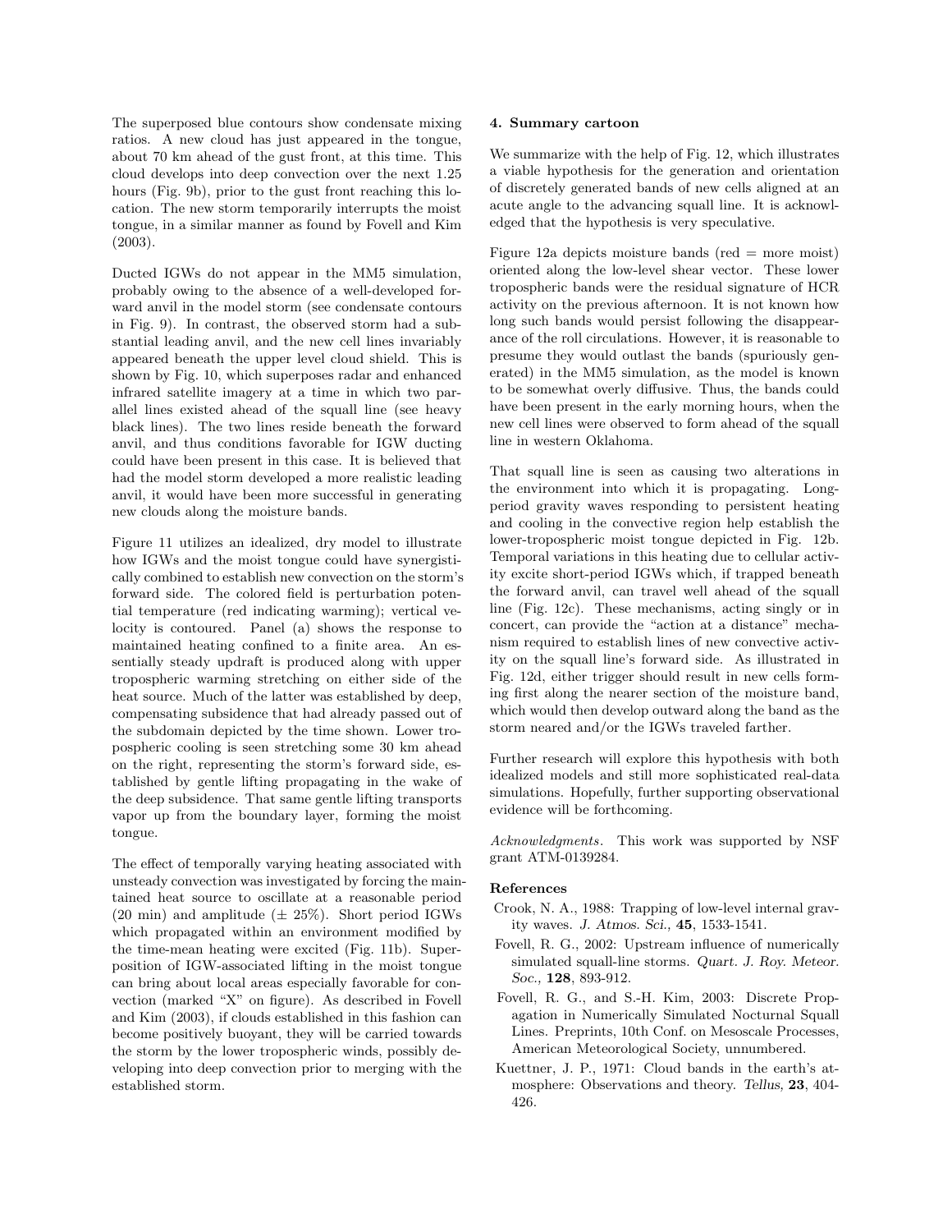The superposed blue contours show condensate mixing ratios. A new cloud has just appeared in the tongue, about 70 km ahead of the gust front, at this time. This cloud develops into deep convection over the next 1.25 hours (Fig. 9b), prior to the gust front reaching this location. The new storm temporarily interrupts the moist tongue, in a similar manner as found by Fovell and Kim (2003).

Ducted IGWs do not appear in the MM5 simulation, probably owing to the absence of a well-developed forward anvil in the model storm (see condensate contours in Fig. 9). In contrast, the observed storm had a substantial leading anvil, and the new cell lines invariably appeared beneath the upper level cloud shield. This is shown by Fig. 10, which superposes radar and enhanced infrared satellite imagery at a time in which two parallel lines existed ahead of the squall line (see heavy black lines). The two lines reside beneath the forward anvil, and thus conditions favorable for IGW ducting could have been present in this case. It is believed that had the model storm developed a more realistic leading anvil, it would have been more successful in generating new clouds along the moisture bands.

Figure 11 utilizes an idealized, dry model to illustrate how IGWs and the moist tongue could have synergistically combined to establish new convection on the storm's forward side. The colored field is perturbation potential temperature (red indicating warming); vertical velocity is contoured. Panel (a) shows the response to maintained heating confined to a finite area. An essentially steady updraft is produced along with upper tropospheric warming stretching on either side of the heat source. Much of the latter was established by deep, compensating subsidence that had already passed out of the subdomain depicted by the time shown. Lower tropospheric cooling is seen stretching some 30 km ahead on the right, representing the storm's forward side, established by gentle lifting propagating in the wake of the deep subsidence. That same gentle lifting transports vapor up from the boundary layer, forming the moist tongue.

The effect of temporally varying heating associated with unsteady convection was investigated by forcing the maintained heat source to oscillate at a reasonable period (20 min) and amplitude ($\pm$ 25%). Short period IGWs which propagated within an environment modified by the time-mean heating were excited (Fig. 11b). Superposition of IGW-associated lifting in the moist tongue can bring about local areas especially favorable for convection (marked "X" on figure). As described in Fovell and Kim (2003), if clouds established in this fashion can become positively buoyant, they will be carried towards the storm by the lower tropospheric winds, possibly developing into deep convection prior to merging with the established storm.

**4. Summary cartoon**

We summarize with the help of Fig. 12, which illustrates a viable hypothesis for the generation and orientation of discretely generated bands of new cells aligned at an acute angle to the advancing squall line. It is acknowledged that the hypothesis is very speculative.

Figure 12a depicts moisture bands (red = more moist) oriented along the low-level shear vector. These lower tropospheric bands were the residual signature of HCR activity on the previous afternoon. It is not known how long such bands would persist following the disappearance of the roll circulations. However, it is reasonable to presume they would outlast the bands (spuriously generated) in the MM5 simulation, as the model is known to be somewhat overly diffusive. Thus, the bands could have been present in the early morning hours, when the new cell lines were observed to form ahead of the squall line in western Oklahoma.

That squall line is seen as causing two alterations in the environment into which it is propagating. Long-period gravity waves responding to persistent heating and cooling in the convective region help establish the lower-tropospheric moist tongue depicted in Fig. 12b. Temporal variations in this heating due to cellular activity excite short-period IGWs which, if trapped beneath the forward anvil, can travel well ahead of the squall line (Fig. 12c). These mechanisms, acting singly or in concert, can provide the "action at a distance" mechanism required to establish lines of new convective activity on the squall line's forward side. As illustrated in Fig. 12d, either trigger should result in new cells forming first along the nearer section of the moisture band, which would then develop outward along the band as the storm neared and/or the IGWs traveled farther.

Further research will explore this hypothesis with both idealized models and still more sophisticated real-data simulations. Hopefully, further supporting observational evidence will be forthcoming.

*Acknowledgments*. This work was supported by NSF grant ATM-0139284.

**References**

Crook, N. A., 1988: Trapping of low-level internal gravity waves. *J. Atmos. Sci.,* **45**, 1533-1541.

Fovell, R. G., 2002: Upstream influence of numerically simulated squall-line storms. *Quart. J. Roy. Meteor. Soc.,* **128**, 893-912.

Fovell, R. G., and S.-H. Kim, 2003: Discrete Propagation in Numerically Simulated Nocturnal Squall Lines. Preprints, 10th Conf. on Mesoscale Processes, American Meteorological Society, unnumbered.

Kuettner, J. P., 1971: Cloud bands in the earth's atmosphere: Observations and theory. *Tellus,* **23**, 404-426.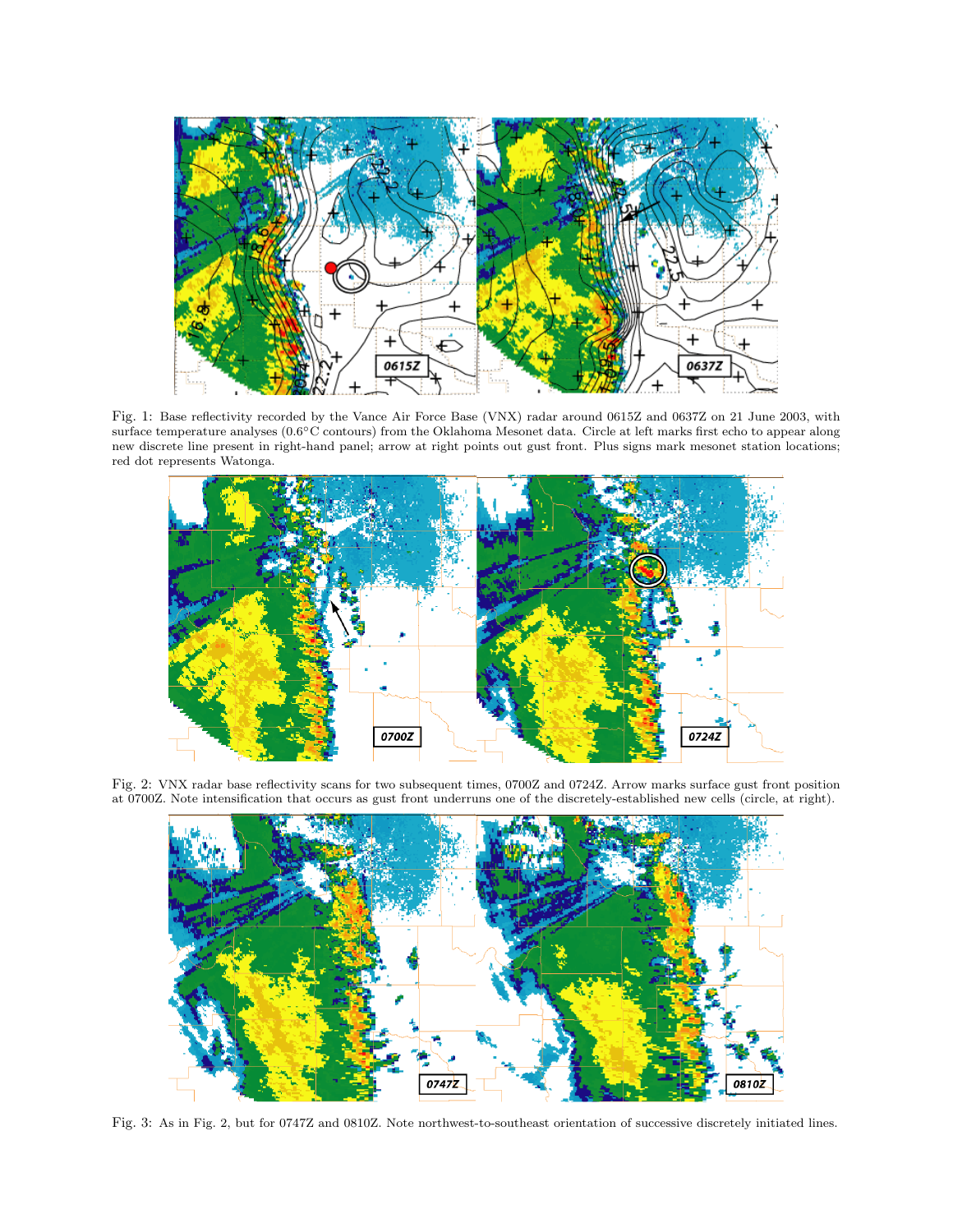Fig. 1: Base reflectivity recorded by the Vance Air Force Base (VNX) radar around 0615Z and 0637Z on 21 June 2003, with surface temperature analyses (0.6°C contours) from the Oklahoma Mesonet data. Circle at left marks first echo to appear along new discrete line present in right-hand panel; arrow at right points out gust front. Plus signs mark mesonet station locations; red dot represents Watonga.

Fig. 2: VNX radar base reflectivity scans for two subsequent times, 0700Z and 0724Z. Arrow marks surface gust front position at 0700Z. Note intensification that occurs as gust front underruns one of the discretely-established new cells (circle, at right).

Fig. 3: As in Fig. 2, but for 0747Z and 0810Z. Note northwest-to-southeast orientation of successive discretely initiated lines.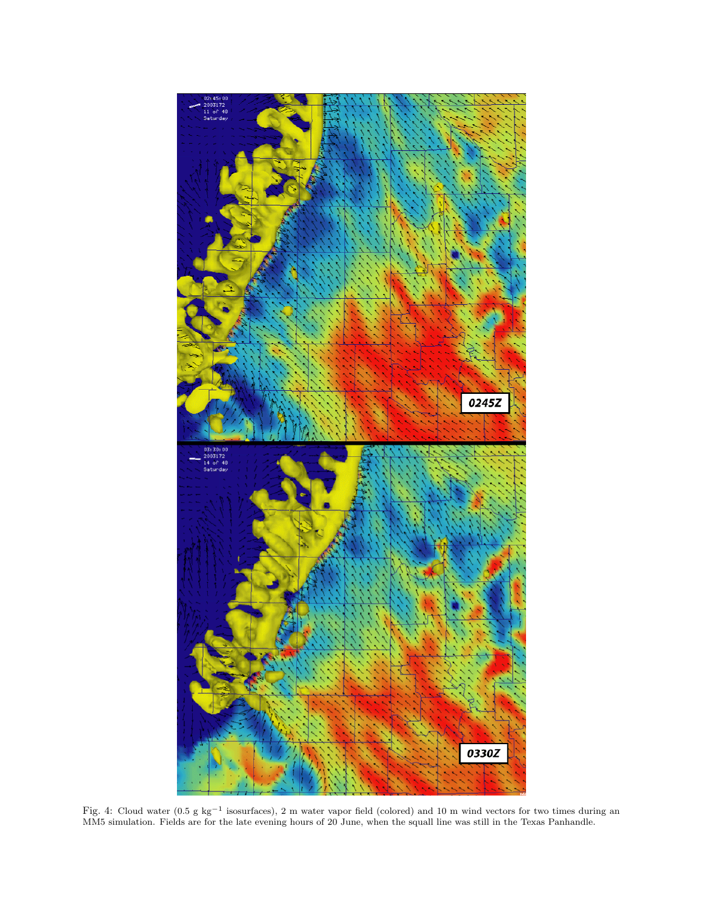Fig. 4: Cloud water (0.5 g kg$^{-1}$ isosurfaces), 2 m water vapor field (colored) and 10 m wind vectors for two times during an MM5 simulation. Fields are for the late evening hours of 20 June, when the squall line was still in the Texas Panhandle.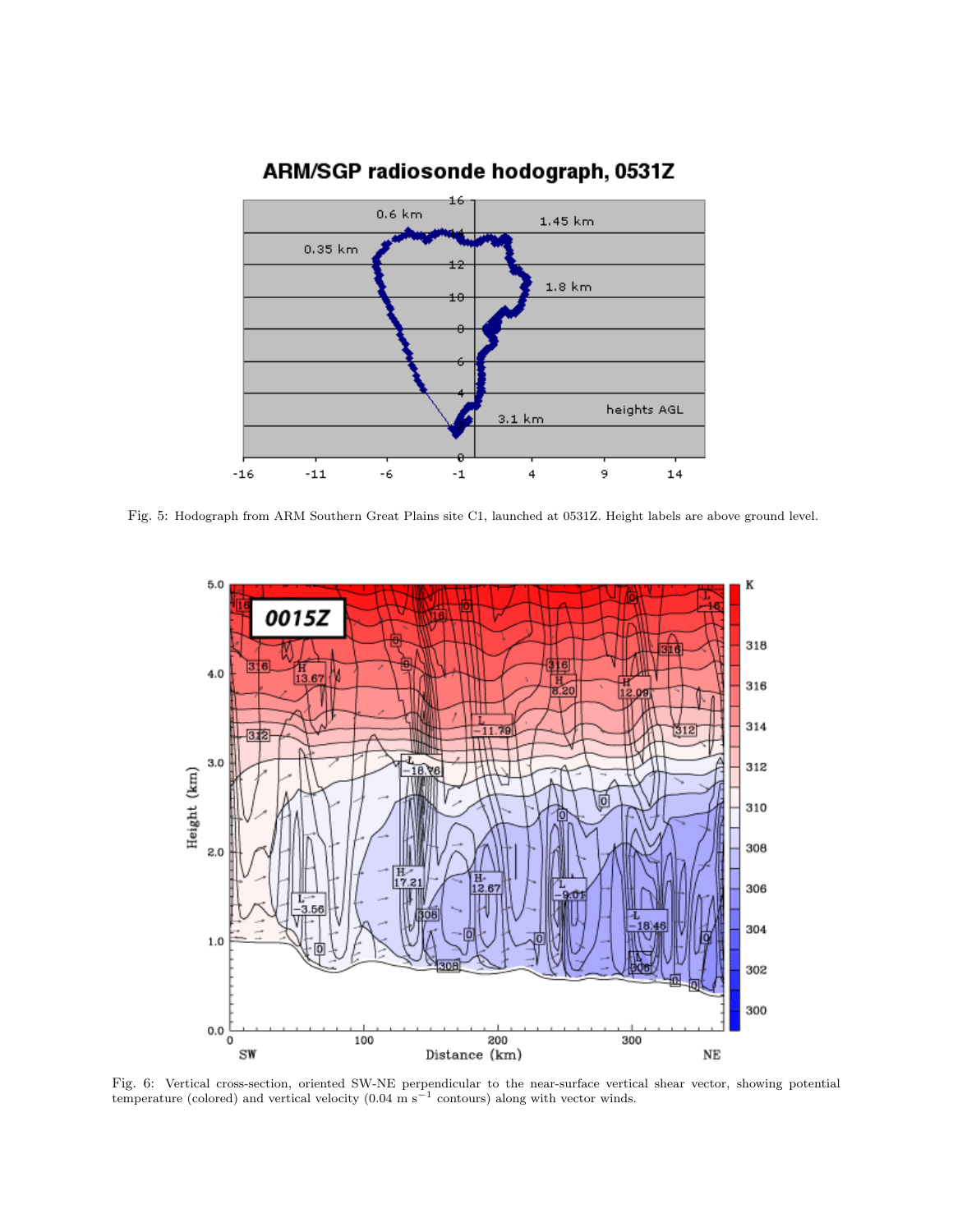Fig. 5: Hodograph from ARM Southern Great Plains site C1, launched at 0531Z. Height labels are above ground level.

Fig. 6: Vertical cross-section, oriented SW-NE perpendicular to the near-surface vertical shear vector, showing potential temperature (colored) and vertical velocity (0.04 m s$^{-1}$ contours) along with vector winds.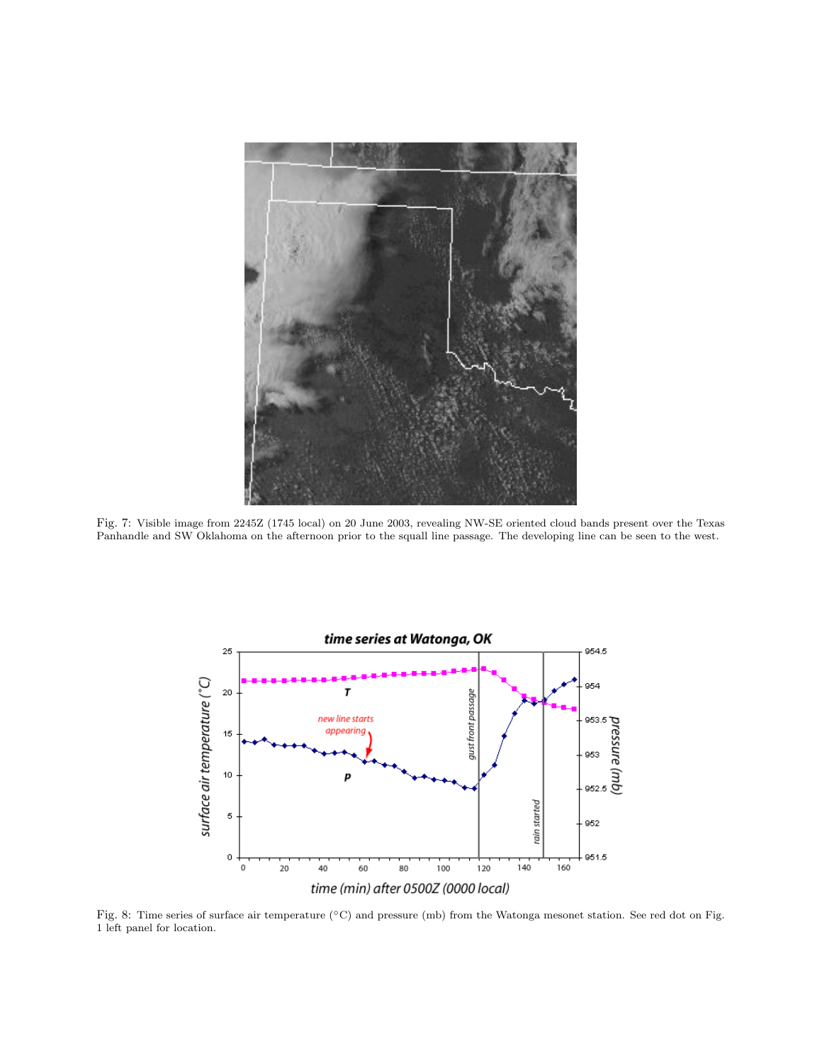Fig. 7: Visible image from 2245Z (1745 local) on 20 June 2003, revealing NW-SE oriented cloud bands present over the Texas Panhandle and SW Oklahoma on the afternoon prior to the squall line passage. The developing line can be seen to the west.

Fig. 8: Time series of surface air temperature (°C) and pressure (mb) from the Watonga mesonet station. See red dot on Fig. 1 left panel for location.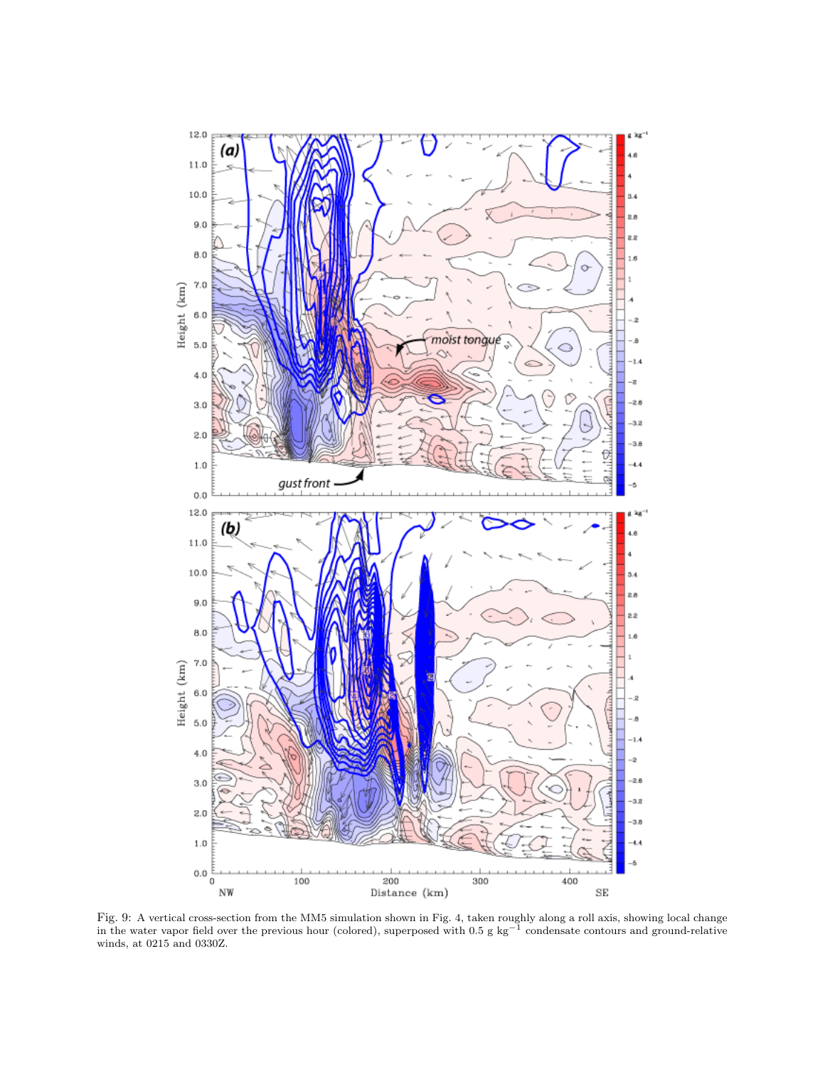Fig. 9: A vertical cross-section from the MM5 simulation shown in Fig. 4, taken roughly along a roll axis, showing local change in the water vapor field over the previous hour (colored), superposed with 0.5 g kg$^{-1}$ condensate contours and ground-relative winds, at 0215 and 0330Z.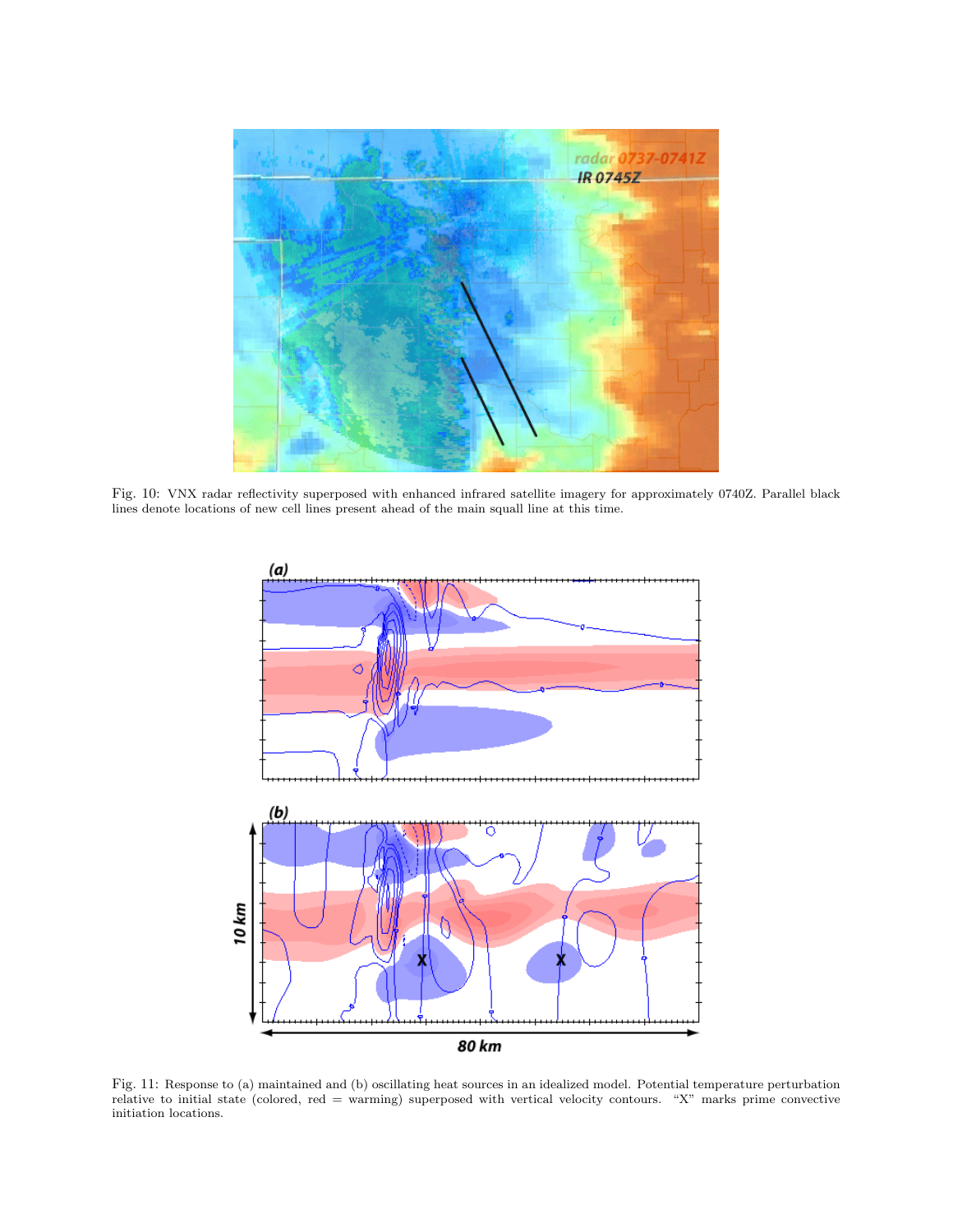Fig. 10: VNX radar reflectivity superposed with enhanced infrared satellite imagery for approximately 0740Z. Parallel black lines denote locations of new cell lines present ahead of the main squall line at this time.

Fig. 11: Response to (a) maintained and (b) oscillating heat sources in an idealized model. Potential temperature perturbation relative to initial state (colored, red = warming) superposed with vertical velocity contours. "X" marks prime convective initiation locations.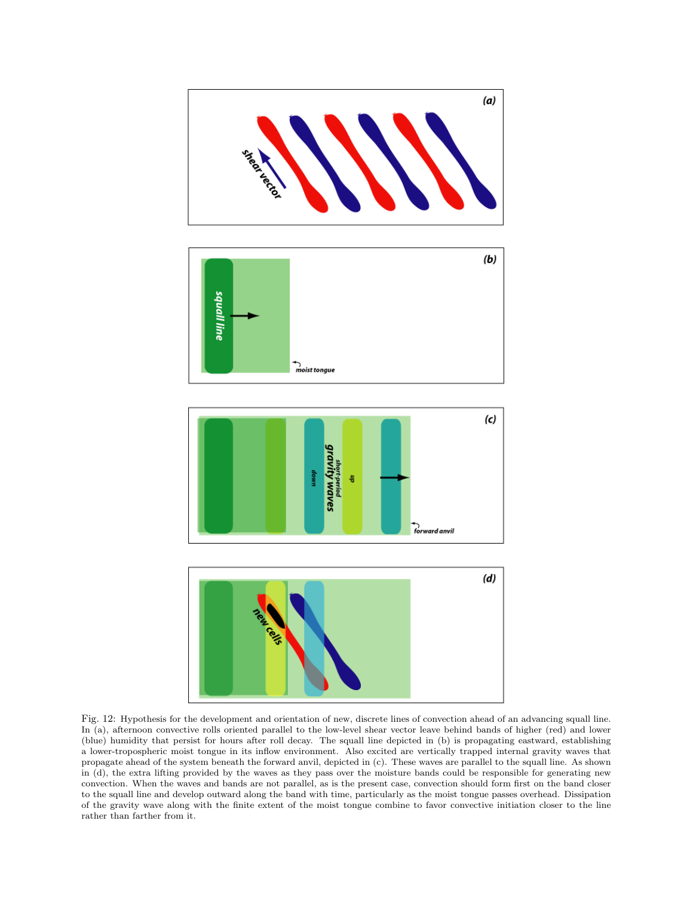(a)

shear vector

(b)

squall line

moist tongue

(c)

down

short-period

gravity waves

up

forward anvil

(d)

new cells

Fig. 12: Hypothesis for the development and orientation of new, discrete lines of convection ahead of an advancing squall line. In (a), afternoon convective rolls oriented parallel to the low-level shear vector leave behind bands of higher (red) and lower (blue) humidity that persist for hours after roll decay. The squall line depicted in (b) is propagating eastward, establishing a lower-tropospheric moist tongue in its inflow environment. Also excited are vertically trapped internal gravity waves that propagate ahead of the system beneath the forward anvil, depicted in (c). These waves are parallel to the squall line. As shown in (d), the extra lifting provided by the waves as they pass over the moisture bands could be responsible for generating new convection. When the waves and bands are not parallel, as is the present case, convection should form first on the band closer to the squall line and develop outward along the band with time, particularly as the moist tongue passes overhead. Dissipation of the gravity wave along with the finite extent of the moist tongue combine to favor convective initiation closer to the line rather than farther from it.